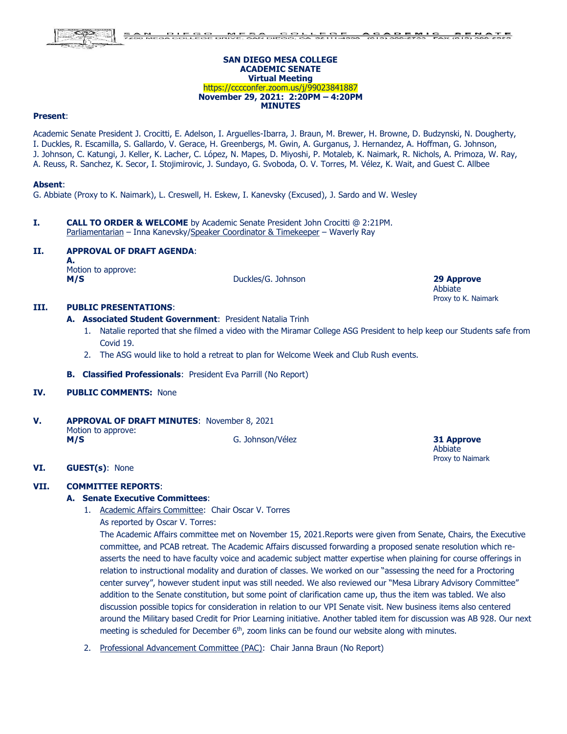SAN DIEGO MESA COLLEGE ACADEMIC SENATE
7250 MESA COLLEGE DRIVE, SAN DIEGO, CA 92111-4998 (619) 388-2733 FAX (619) 388-2929

**SAN DIEGO MESA COLLEGE**
**ACADEMIC SENATE**
**Virtual Meeting**
https://cccconfer.zoom.us/j/99023841887
**November 29, 2021: 2:20PM – 4:20PM**
**MINUTES**

**Present**:

Academic Senate President J. Crocitti, E. Adelson, I. Arguelles-Ibarra, J. Braun, M. Brewer, H. Browne, D. Budzynski, N. Dougherty, I. Duckles, R. Escamilla, S. Gallardo, V. Gerace, H. Greenbergs, M. Gwin, A. Gurganus, J. Hernandez, A. Hoffman, G. Johnson, J. Johnson, C. Katungi, J. Keller, K. Lacher, C. López, N. Mapes, D. Miyoshi, P. Motaleb, K. Naimark, R. Nichols, A. Primoza, W. Ray, A. Reuss, R. Sanchez, K. Secor, I. Stojimirovic, J. Sundayo, G. Svoboda, O. V. Torres, M. Vélez, K. Wait, and Guest C. Allbee

**Absent**:
G. Abbiate (Proxy to K. Naimark), L. Creswell, H. Eskew, I. Kanevsky (Excused), J. Sardo and W. Wesley

**I. CALL TO ORDER & WELCOME** by Academic Senate President John Crocitti @ 2:21PM.
Parliamentarian – Inna Kanevsky/Speaker Coordinator & Timekeeper – Waverly Ray

**II. APPROVAL OF DRAFT AGENDA**:
**A.**
Motion to approve:
**M/S** Duckles/G. Johnson **29 Approve**
Abbiate
Proxy to K. Naimark

**III. PUBLIC PRESENTATIONS**:

**A. Associated Student Government**: President Natalia Trinh
1. Natalie reported that she filmed a video with the Miramar College ASG President to help keep our Students safe from Covid 19.
2. The ASG would like to hold a retreat to plan for Welcome Week and Club Rush events.

**B. Classified Professionals**: President Eva Parrill (No Report)

**IV. PUBLIC COMMENTS:** None

**V. APPROVAL OF DRAFT MINUTES**: November 8, 2021
Motion to approve:
**M/S** G. Johnson/Vélez **31 Approve**
Abbiate
Proxy to Naimark

**VI. GUEST(s)**: None

**VII. COMMITTEE REPORTS**:

**A. Senate Executive Committees**:

1. Academic Affairs Committee: Chair Oscar V. Torres
As reported by Oscar V. Torres:
The Academic Affairs committee met on November 15, 2021.Reports were given from Senate, Chairs, the Executive committee, and PCAB retreat. The Academic Affairs discussed forwarding a proposed senate resolution which re-asserts the need to have faculty voice and academic subject matter expertise when plaining for course offerings in relation to instructional modality and duration of classes. We worked on our "assessing the need for a Proctoring center survey", however student input was still needed. We also reviewed our "Mesa Library Advisory Committee" addition to the Senate constitution, but some point of clarification came up, thus the item was tabled. We also discussion possible topics for consideration in relation to our VPI Senate visit. New business items also centered around the Military based Credit for Prior Learning initiative. Another tabled item for discussion was AB 928. Our next meeting is scheduled for December 6th, zoom links can be found our website along with minutes.

2. Professional Advancement Committee (PAC): Chair Janna Braun (No Report)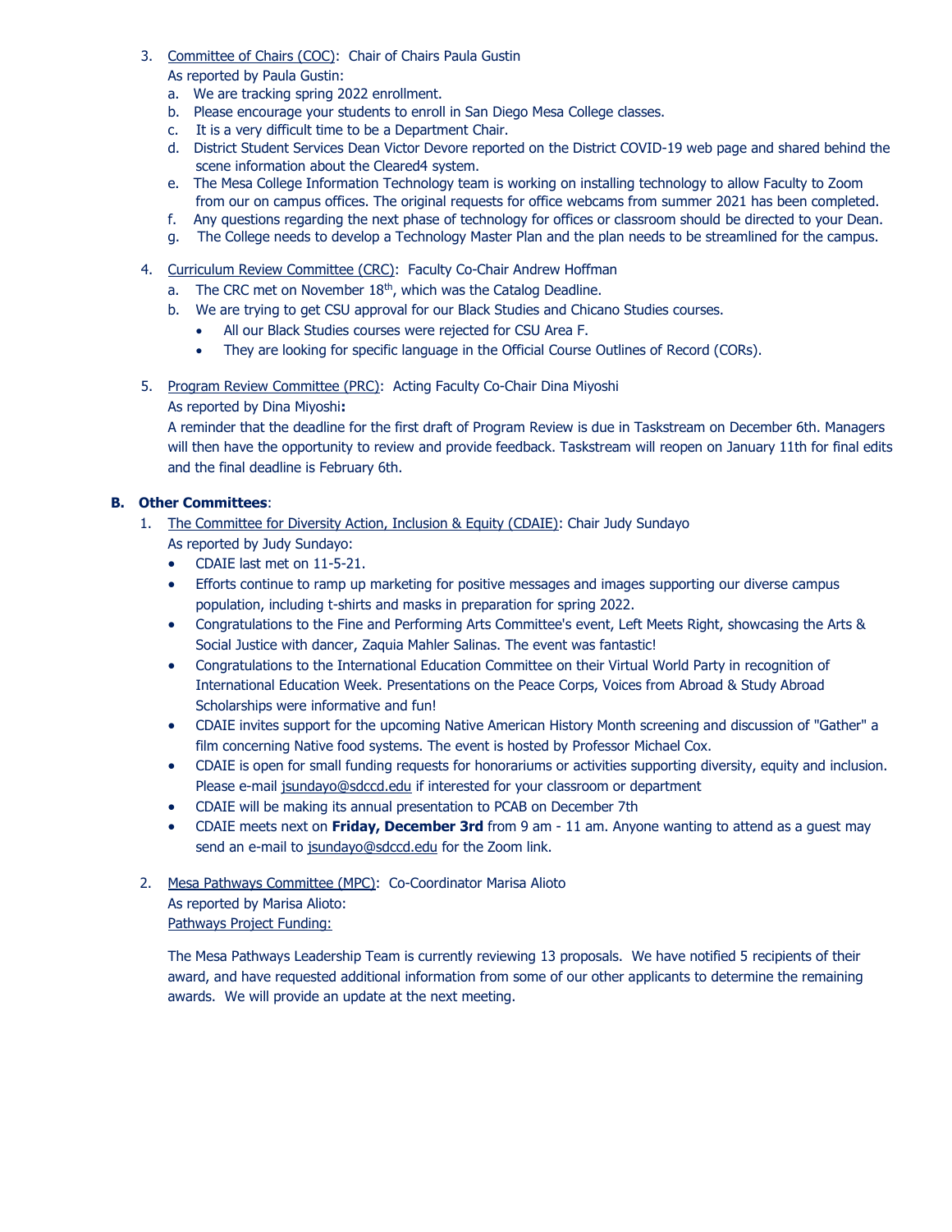3. Committee of Chairs (COC): Chair of Chairs Paula Gustin

   As reported by Paula Gustin:

   a. We are tracking spring 2022 enrollment.
   b. Please encourage your students to enroll in San Diego Mesa College classes.
   c. It is a very difficult time to be a Department Chair.
   d. District Student Services Dean Victor Devore reported on the District COVID-19 web page and shared behind the scene information about the Cleared4 system.
   e. The Mesa College Information Technology team is working on installing technology to allow Faculty to Zoom from our on campus offices. The original requests for office webcams from summer 2021 has been completed.
   f. Any questions regarding the next phase of technology for offices or classroom should be directed to your Dean.
   g. The College needs to develop a Technology Master Plan and the plan needs to be streamlined for the campus.

4. Curriculum Review Committee (CRC): Faculty Co-Chair Andrew Hoffman

   a. The CRC met on November 18th, which was the Catalog Deadline.
   b. We are trying to get CSU approval for our Black Studies and Chicano Studies courses.
      - All our Black Studies courses were rejected for CSU Area F.
      - They are looking for specific language in the Official Course Outlines of Record (CORs).

5. Program Review Committee (PRC): Acting Faculty Co-Chair Dina Miyoshi

   As reported by Dina Miyoshi**:**

   A reminder that the deadline for the first draft of Program Review is due in Taskstream on December 6th. Managers will then have the opportunity to review and provide feedback. Taskstream will reopen on January 11th for final edits and the final deadline is February 6th.

**B. Other Committees**:

1. The Committee for Diversity Action, Inclusion & Equity (CDAIE): Chair Judy Sundayo

   As reported by Judy Sundayo:

   - CDAIE last met on 11-5-21.
   - Efforts continue to ramp up marketing for positive messages and images supporting our diverse campus population, including t-shirts and masks in preparation for spring 2022.
   - Congratulations to the Fine and Performing Arts Committee's event, Left Meets Right, showcasing the Arts & Social Justice with dancer, Zaquia Mahler Salinas. The event was fantastic!
   - Congratulations to the International Education Committee on their Virtual World Party in recognition of International Education Week. Presentations on the Peace Corps, Voices from Abroad & Study Abroad Scholarships were informative and fun!
   - CDAIE invites support for the upcoming Native American History Month screening and discussion of "Gather" a film concerning Native food systems. The event is hosted by Professor Michael Cox.
   - CDAIE is open for small funding requests for honorariums or activities supporting diversity, equity and inclusion. Please e-mail jsundayo@sdccd.edu if interested for your classroom or department
   - CDAIE will be making its annual presentation to PCAB on December 7th
   - CDAIE meets next on **Friday, December 3rd** from 9 am - 11 am. Anyone wanting to attend as a guest may send an e-mail to jsundayo@sdccd.edu for the Zoom link.

2. Mesa Pathways Committee (MPC): Co-Coordinator Marisa Alioto

   As reported by Marisa Alioto:

   Pathways Project Funding:

   The Mesa Pathways Leadership Team is currently reviewing 13 proposals. We have notified 5 recipients of their award, and have requested additional information from some of our other applicants to determine the remaining awards. We will provide an update at the next meeting.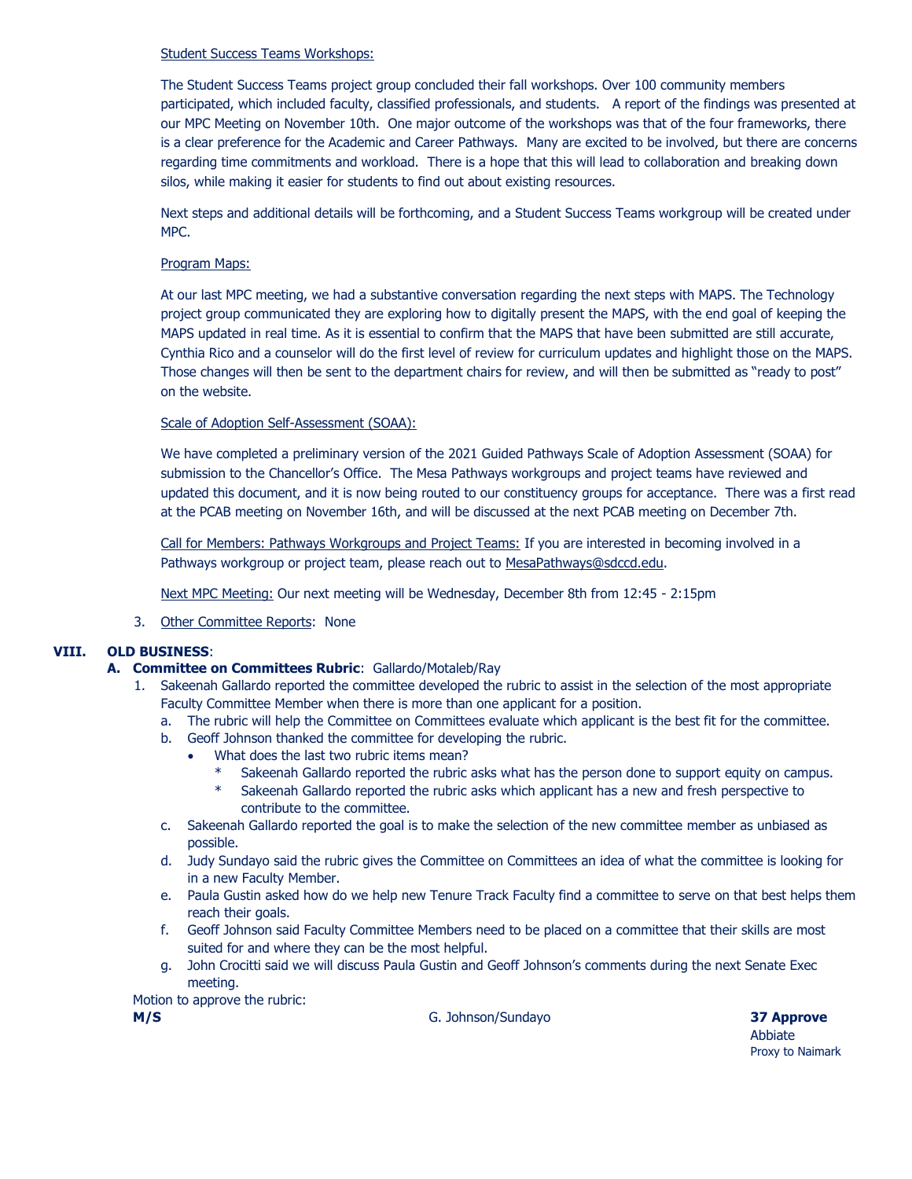Student Success Teams Workshops:

The Student Success Teams project group concluded their fall workshops. Over 100 community members participated, which included faculty, classified professionals, and students. A report of the findings was presented at our MPC Meeting on November 10th. One major outcome of the workshops was that of the four frameworks, there is a clear preference for the Academic and Career Pathways. Many are excited to be involved, but there are concerns regarding time commitments and workload. There is a hope that this will lead to collaboration and breaking down silos, while making it easier for students to find out about existing resources.

Next steps and additional details will be forthcoming, and a Student Success Teams workgroup will be created under MPC.

Program Maps:

At our last MPC meeting, we had a substantive conversation regarding the next steps with MAPS. The Technology project group communicated they are exploring how to digitally present the MAPS, with the end goal of keeping the MAPS updated in real time. As it is essential to confirm that the MAPS that have been submitted are still accurate, Cynthia Rico and a counselor will do the first level of review for curriculum updates and highlight those on the MAPS. Those changes will then be sent to the department chairs for review, and will then be submitted as "ready to post" on the website.

Scale of Adoption Self-Assessment (SOAA):

We have completed a preliminary version of the 2021 Guided Pathways Scale of Adoption Assessment (SOAA) for submission to the Chancellor's Office. The Mesa Pathways workgroups and project teams have reviewed and updated this document, and it is now being routed to our constituency groups for acceptance. There was a first read at the PCAB meeting on November 16th, and will be discussed at the next PCAB meeting on December 7th.

Call for Members: Pathways Workgroups and Project Teams: If you are interested in becoming involved in a Pathways workgroup or project team, please reach out to MesaPathways@sdccd.edu.

Next MPC Meeting: Our next meeting will be Wednesday, December 8th from 12:45 - 2:15pm

3. Other Committee Reports: None

## VIII. OLD BUSINESS:

### A. Committee on Committees Rubric: Gallardo/Motaleb/Ray

1. Sakeenah Gallardo reported the committee developed the rubric to assist in the selection of the most appropriate Faculty Committee Member when there is more than one applicant for a position.
   a. The rubric will help the Committee on Committees evaluate which applicant is the best fit for the committee.
   b. Geoff Johnson thanked the committee for developing the rubric.
      - What does the last two rubric items mean?
        * Sakeenah Gallardo reported the rubric asks what has the person done to support equity on campus.
        * Sakeenah Gallardo reported the rubric asks which applicant has a new and fresh perspective to contribute to the committee.
   c. Sakeenah Gallardo reported the goal is to make the selection of the new committee member as unbiased as possible.
   d. Judy Sundayo said the rubric gives the Committee on Committees an idea of what the committee is looking for in a new Faculty Member.
   e. Paula Gustin asked how do we help new Tenure Track Faculty find a committee to serve on that best helps them reach their goals.
   f. Geoff Johnson said Faculty Committee Members need to be placed on a committee that their skills are most suited for and where they can be the most helpful.
   g. John Crocitti said we will discuss Paula Gustin and Geoff Johnson's comments during the next Senate Exec meeting.

Motion to approve the rubric:

| | | |
|---|---|---|
| **M/S** | G. Johnson/Sundayo | **37 Approve**<br>Abbiate<br>Proxy to Naimark |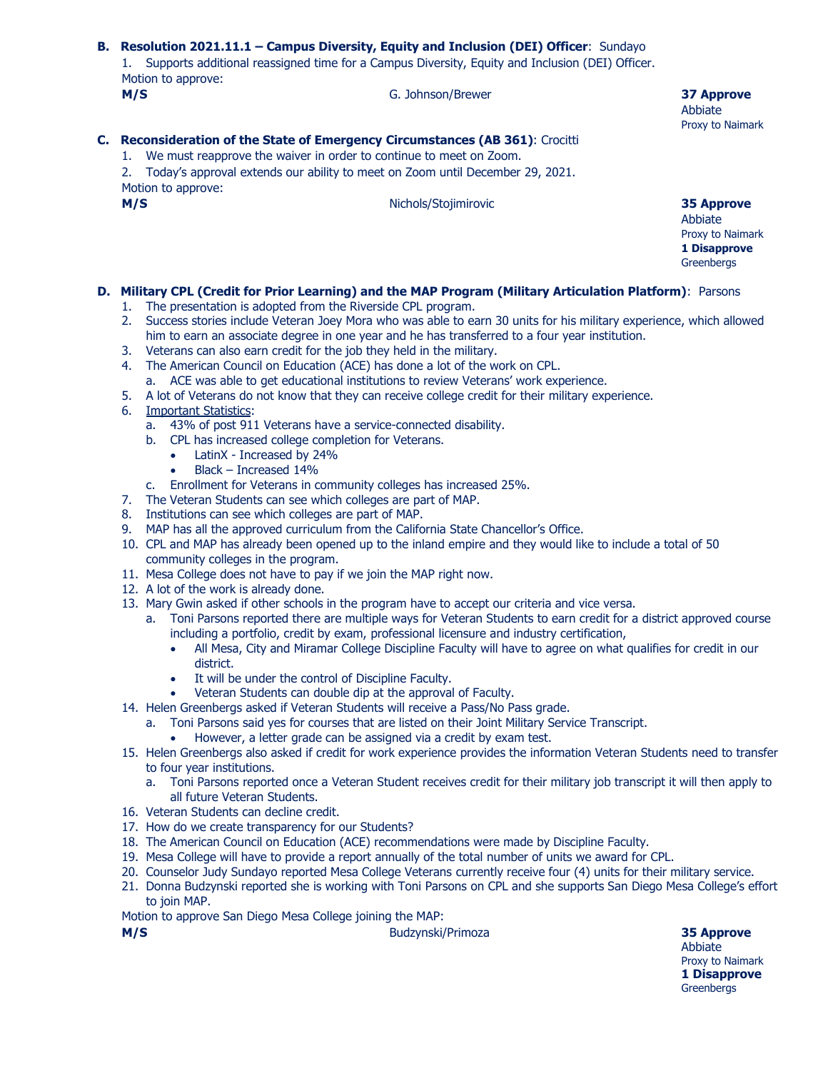**B. Resolution 2021.11.1 – Campus Diversity, Equity and Inclusion (DEI) Officer**: Sundayo

1. Supports additional reassigned time for a Campus Diversity, Equity and Inclusion (DEI) Officer.

Motion to approve:

**M/S** G. Johnson/Brewer **37 Approve**
Abbiate
Proxy to Naimark

**C. Reconsideration of the State of Emergency Circumstances (AB 361)**: Crocitti

1. We must reapprove the waiver in order to continue to meet on Zoom.
2. Today's approval extends our ability to meet on Zoom until December 29, 2021.

Motion to approve:

**M/S** Nichols/Stojimirovic **35 Approve**
Abbiate
Proxy to Naimark
**1 Disapprove**
Greenbergs

**D. Military CPL (Credit for Prior Learning) and the MAP Program (Military Articulation Platform)**: Parsons

1. The presentation is adopted from the Riverside CPL program.
2. Success stories include Veteran Joey Mora who was able to earn 30 units for his military experience, which allowed him to earn an associate degree in one year and he has transferred to a four year institution.
3. Veterans can also earn credit for the job they held in the military.
4. The American Council on Education (ACE) has done a lot of the work on CPL.
   a. ACE was able to get educational institutions to review Veterans' work experience.
5. A lot of Veterans do not know that they can receive college credit for their military experience.
6. Important Statistics:
   a. 43% of post 911 Veterans have a service-connected disability.
   b. CPL has increased college completion for Veterans.
      - LatinX - Increased by 24%
      - Black – Increased 14%
   c. Enrollment for Veterans in community colleges has increased 25%.
7. The Veteran Students can see which colleges are part of MAP.
8. Institutions can see which colleges are part of MAP.
9. MAP has all the approved curriculum from the California State Chancellor's Office.
10. CPL and MAP has already been opened up to the inland empire and they would like to include a total of 50 community colleges in the program.
11. Mesa College does not have to pay if we join the MAP right now.
12. A lot of the work is already done.
13. Mary Gwin asked if other schools in the program have to accept our criteria and vice versa.
    a. Toni Parsons reported there are multiple ways for Veteran Students to earn credit for a district approved course including a portfolio, credit by exam, professional licensure and industry certification,
       - All Mesa, City and Miramar College Discipline Faculty will have to agree on what qualifies for credit in our district.
       - It will be under the control of Discipline Faculty.
       - Veteran Students can double dip at the approval of Faculty.
14. Helen Greenbergs asked if Veteran Students will receive a Pass/No Pass grade.
    a. Toni Parsons said yes for courses that are listed on their Joint Military Service Transcript.
       - However, a letter grade can be assigned via a credit by exam test.
15. Helen Greenbergs also asked if credit for work experience provides the information Veteran Students need to transfer to four year institutions.
    a. Toni Parsons reported once a Veteran Student receives credit for their military job transcript it will then apply to all future Veteran Students.
16. Veteran Students can decline credit.
17. How do we create transparency for our Students?
18. The American Council on Education (ACE) recommendations were made by Discipline Faculty.
19. Mesa College will have to provide a report annually of the total number of units we award for CPL.
20. Counselor Judy Sundayo reported Mesa College Veterans currently receive four (4) units for their military service.
21. Donna Budzynski reported she is working with Toni Parsons on CPL and she supports San Diego Mesa College's effort to join MAP.

Motion to approve San Diego Mesa College joining the MAP:

**M/S** Budzynski/Primoza **35 Approve**
Abbiate
Proxy to Naimark
**1 Disapprove**
Greenbergs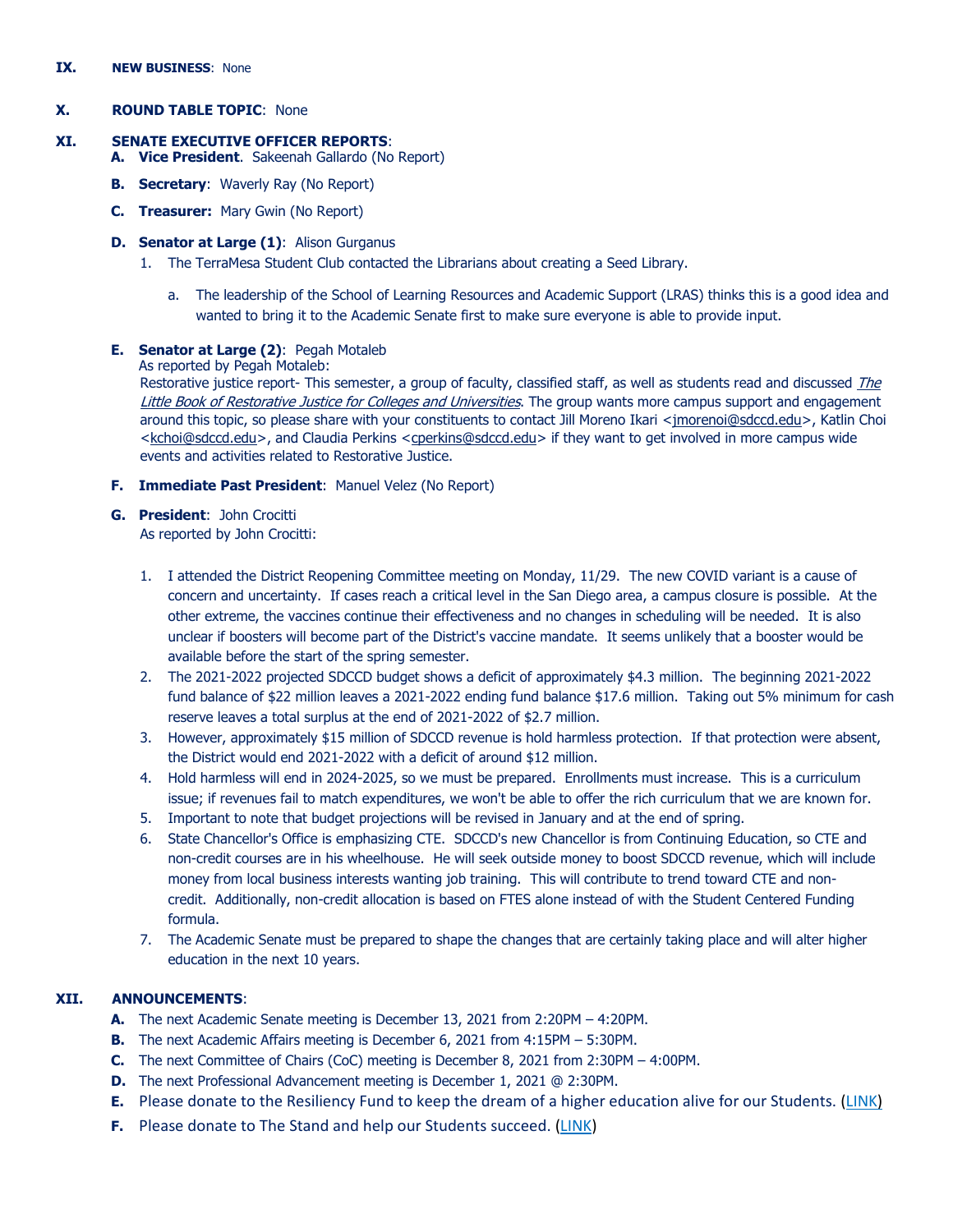**IX. NEW BUSINESS**: None

**X. ROUND TABLE TOPIC**: None

**XI. SENATE EXECUTIVE OFFICER REPORTS**:

**A. Vice President**. Sakeenah Gallardo (No Report)

**B. Secretary**: Waverly Ray (No Report)

**C. Treasurer:** Mary Gwin (No Report)

**D. Senator at Large (1)**: Alison Gurganus

1. The TerraMesa Student Club contacted the Librarians about creating a Seed Library.
   a. The leadership of the School of Learning Resources and Academic Support (LRAS) thinks this is a good idea and wanted to bring it to the Academic Senate first to make sure everyone is able to provide input.

**E. Senator at Large (2)**: Pegah Motaleb

As reported by Pegah Motaleb:

Restorative justice report- This semester, a group of faculty, classified staff, as well as students read and discussed *The Little Book of Restorative Justice for Colleges and Universities*. The group wants more campus support and engagement around this topic, so please share with your constituents to contact Jill Moreno Ikari <jmorenoi@sdccd.edu>, Katlin Choi <kchoi@sdccd.edu>, and Claudia Perkins <cperkins@sdccd.edu> if they want to get involved in more campus wide events and activities related to Restorative Justice.

**F. Immediate Past President**: Manuel Velez (No Report)

**G. President**: John Crocitti

As reported by John Crocitti:

1. I attended the District Reopening Committee meeting on Monday, 11/29. The new COVID variant is a cause of concern and uncertainty. If cases reach a critical level in the San Diego area, a campus closure is possible. At the other extreme, the vaccines continue their effectiveness and no changes in scheduling will be needed. It is also unclear if boosters will become part of the District's vaccine mandate. It seems unlikely that a booster would be available before the start of the spring semester.
2. The 2021-2022 projected SDCCD budget shows a deficit of approximately $4.3 million. The beginning 2021-2022 fund balance of $22 million leaves a 2021-2022 ending fund balance $17.6 million. Taking out 5% minimum for cash reserve leaves a total surplus at the end of 2021-2022 of $2.7 million.
3. However, approximately $15 million of SDCCD revenue is hold harmless protection. If that protection were absent, the District would end 2021-2022 with a deficit of around $12 million.
4. Hold harmless will end in 2024-2025, so we must be prepared. Enrollments must increase. This is a curriculum issue; if revenues fail to match expenditures, we won't be able to offer the rich curriculum that we are known for.
5. Important to note that budget projections will be revised in January and at the end of spring.
6. State Chancellor's Office is emphasizing CTE. SDCCD's new Chancellor is from Continuing Education, so CTE and non-credit courses are in his wheelhouse. He will seek outside money to boost SDCCD revenue, which will include money from local business interests wanting job training. This will contribute to trend toward CTE and non-credit. Additionally, non-credit allocation is based on FTES alone instead of with the Student Centered Funding formula.
7. The Academic Senate must be prepared to shape the changes that are certainly taking place and will alter higher education in the next 10 years.

**XII. ANNOUNCEMENTS**:

**A.** The next Academic Senate meeting is December 13, 2021 from 2:20PM – 4:20PM.

**B.** The next Academic Affairs meeting is December 6, 2021 from 4:15PM – 5:30PM.

**C.** The next Committee of Chairs (CoC) meeting is December 8, 2021 from 2:30PM – 4:00PM.

**D.** The next Professional Advancement meeting is December 1, 2021 @ 2:30PM.

**E.** Please donate to the Resiliency Fund to keep the dream of a higher education alive for our Students. (LINK)

**F.** Please donate to The Stand and help our Students succeed. (LINK)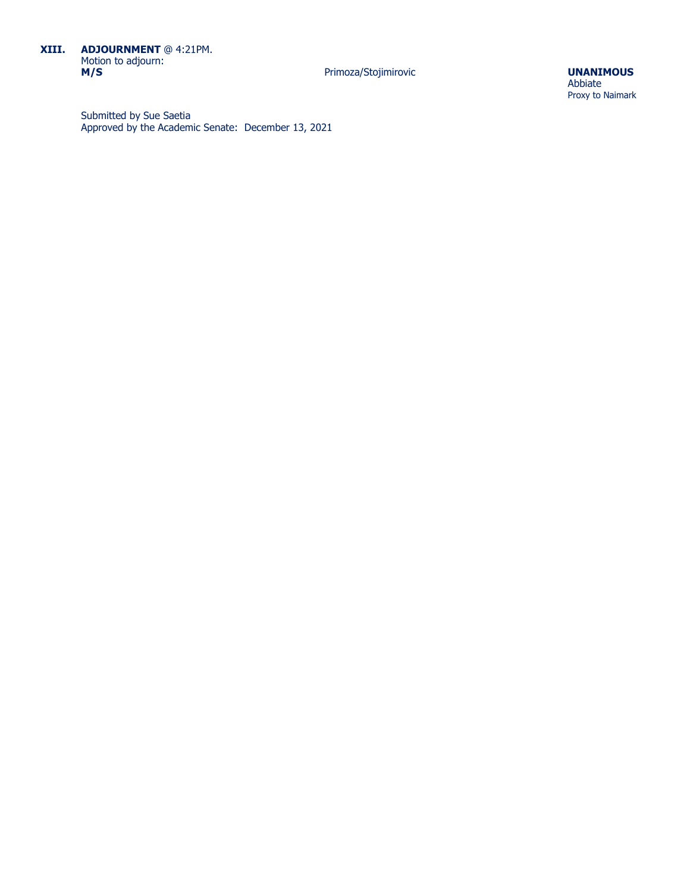**XIII. ADJOURNMENT** @ 4:21PM.

Motion to adjourn:

| | | |
|---|---|---|
| **M/S** | Primoza/Stojimirovic | **UNANIMOUS**<br>Abbiate<br>Proxy to Naimark |

Submitted by Sue Saetia

Approved by the Academic Senate: December 13, 2021